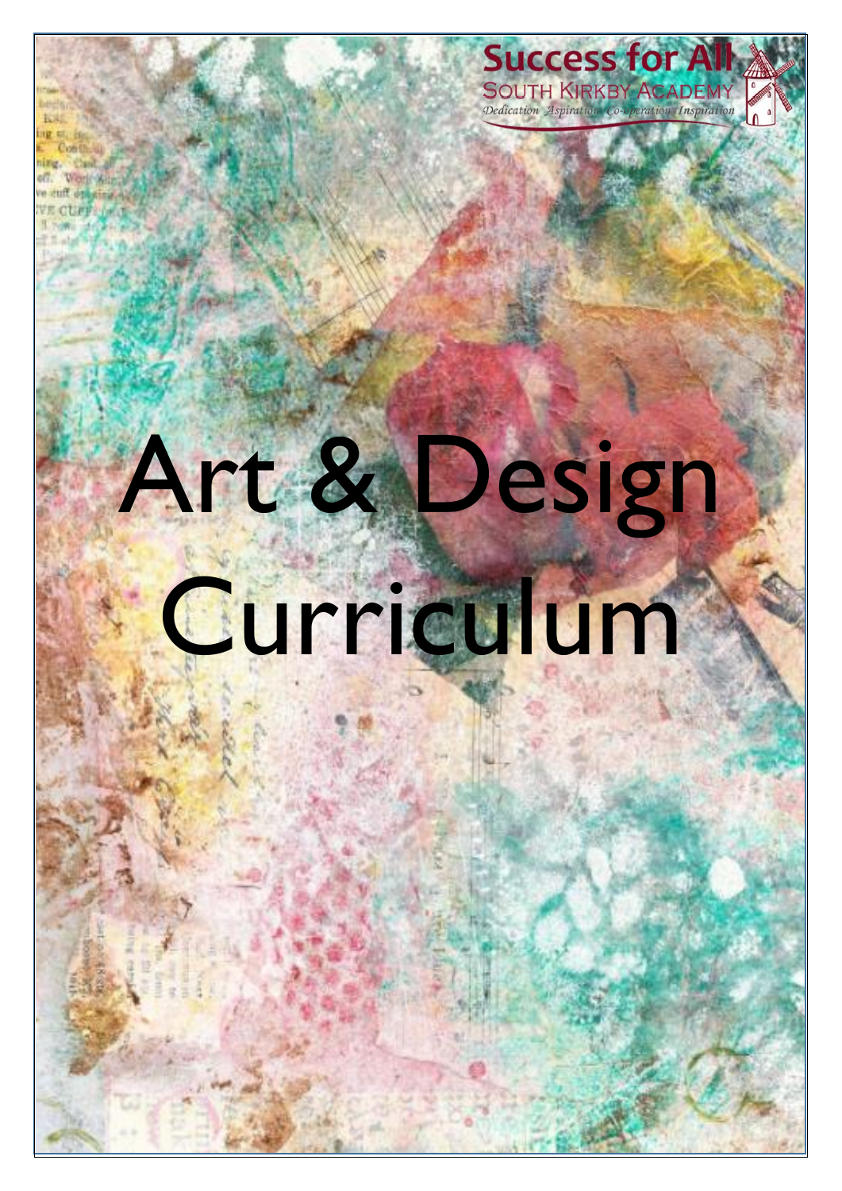Success for All

SOUTH KIRKBY ACADEMY

*Dedication Aspiration Co-operation Inspiration*

# Art & Design Curriculum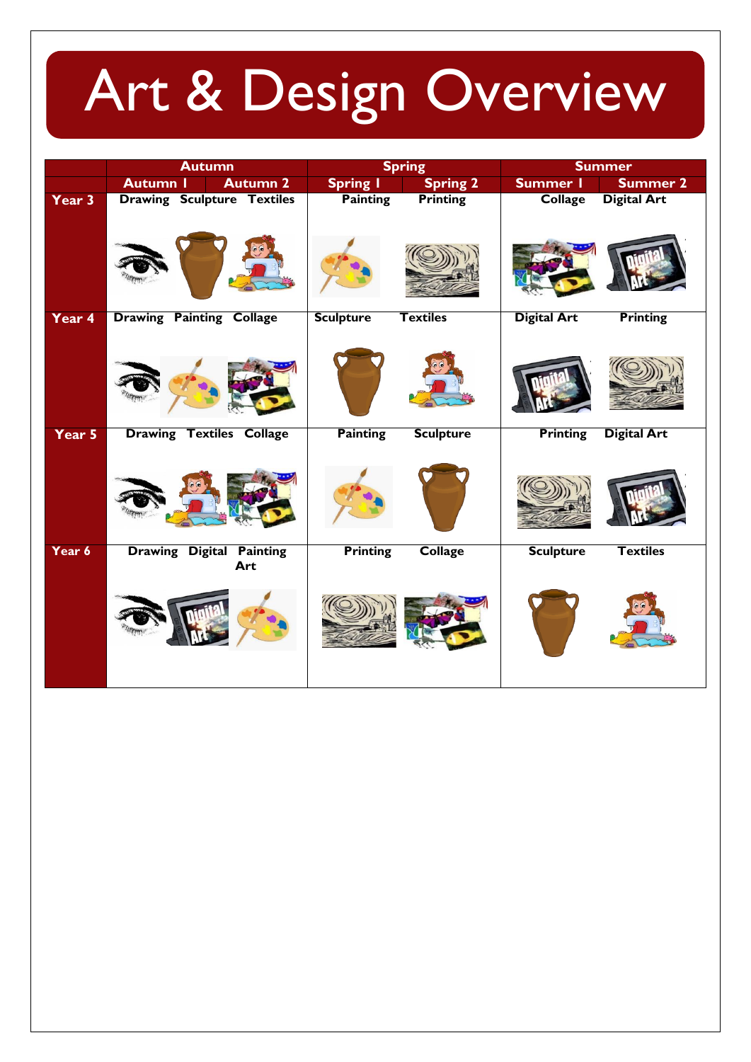# Art & Design Overview

| | Autumn | | | Spring | | Summer | |
|---|---|---|---|---|---|---|---|
| | Autumn 1 | Autumn 2 | | Spring 1 | Spring 2 | Summer 1 | Summer 2 |
| **Year 3** | Drawing | Sculpture | Textiles | Painting | Printing | Collage | Digital Art |
| **Year 4** | Drawing | Painting | Collage | Sculpture | Textiles | Digital Art | Printing |
| **Year 5** | Drawing | Textiles | Collage | Painting | Sculpture | Printing | Digital Art |
| **Year 6** | Drawing | Digital Art | Painting | Printing | Collage | Sculpture | Textiles |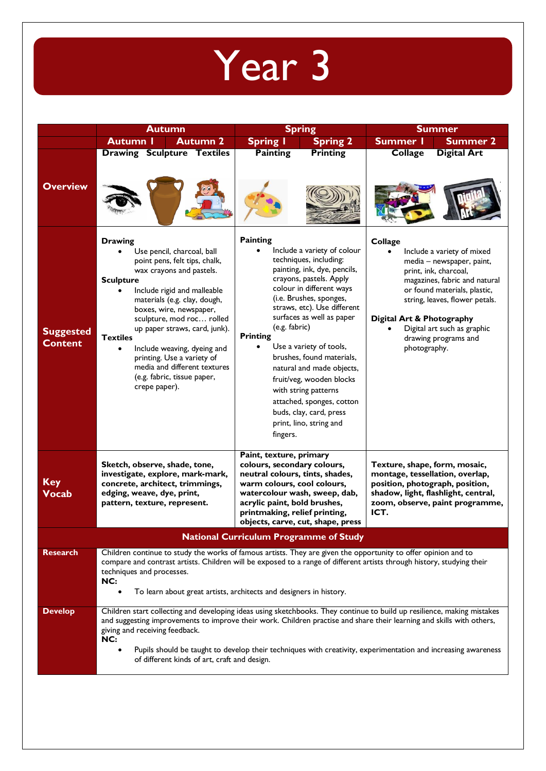# Year 3

| | Autumn | | Spring | | Summer | |
|---|---|---|---|---|---|---|
| | Autumn 1 | Autumn 2 | Spring 1 | Spring 2 | Summer 1 | Summer 2 |
| **Overview** | Drawing Sculpture Textiles | | Painting | Printing | Collage | Digital Art |
| **Suggested Content** | **Drawing**<br>• Use pencil, charcoal, ball point pens, felt tips, chalk, wax crayons and pastels.<br>**Sculpture**<br>• Include rigid and malleable materials (e.g. clay, dough, boxes, wire, newspaper, sculpture, mod roc… rolled up paper straws, card, junk).<br>**Textiles**<br>• Include weaving, dyeing and printing. Use a variety of media and different textures (e.g. fabric, tissue paper, crepe paper). | | **Painting**<br>• Include a variety of colour techniques, including: painting, ink, dye, pencils, crayons, pastels. Apply colour in different ways (i.e. Brushes, sponges, straws, etc). Use different surfaces as well as paper (e.g. fabric)<br>**Printing**<br>• Use a variety of tools, brushes, found materials, natural and made objects, fruit/veg, wooden blocks with string patterns attached, sponges, cotton buds, clay, card, press print, lino, string and fingers. | | **Collage**<br>• Include a variety of mixed media – newspaper, paint, print, ink, charcoal, magazines, fabric and natural or found materials, plastic, string, leaves, flower petals.<br>**Digital Art & Photography**<br>• Digital art such as graphic drawing programs and photography. | |
| **Key Vocab** | **Sketch, observe, shade, tone, investigate, explore, mark-mark, concrete, architect, trimmings, edging, weave, dye, print, pattern, texture, represent.** | | **Paint, texture, primary colours, secondary colours, neutral colours, tints, shades, warm colours, cool colours, watercolour wash, sweep, dab, acrylic paint, bold brushes, printmaking, relief printing, objects, carve, cut, shape, press** | | **Texture, shape, form, mosaic, montage, tessellation, overlap, position, photograph, position, shadow, light, flashlight, central, zoom, observe, paint programme, ICT.** | |

## National Curriculum Programme of Study

| | |
|---|---|
| **Research** | Children continue to study the works of famous artists. They are given the opportunity to offer opinion and to compare and contrast artists. Children will be exposed to a range of different artists through history, studying their techniques and processes.<br>**NC:**<br>• To learn about great artists, architects and designers in history. |
| **Develop** | Children start collecting and developing ideas using sketchbooks. They continue to build up resilience, making mistakes and suggesting improvements to improve their work. Children practise and share their learning and skills with others, giving and receiving feedback.<br>**NC:**<br>• Pupils should be taught to develop their techniques with creativity, experimentation and increasing awareness of different kinds of art, craft and design. |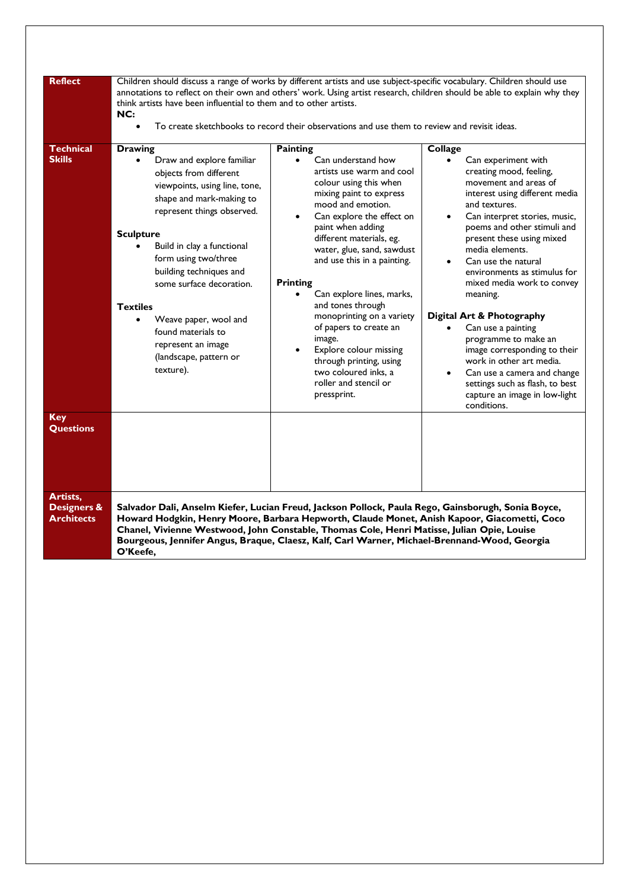| | | | |
|---|---|---|---|
| **Reflect** | Children should discuss a range of works by different artists and use subject-specific vocabulary. Children should use annotations to reflect on their own and others' work. Using artist research, children should be able to explain why they think artists have been influential to them and to other artists.<br>**NC:**<br>• To create sketchbooks to record their observations and use them to review and revisit ideas. | | |
| **Technical Skills** | **Drawing**<br>• Draw and explore familiar objects from different viewpoints, using line, tone, shape and mark-making to represent things observed.<br><br>**Sculpture**<br>• Build in clay a functional form using two/three building techniques and some surface decoration.<br><br>**Textiles**<br>• Weave paper, wool and found materials to represent an image (landscape, pattern or texture). | **Painting**<br>• Can understand how artists use warm and cool colour using this when mixing paint to express mood and emotion.<br>• Can explore the effect on paint when adding different materials, eg. water, glue, sand, sawdust and use this in a painting.<br><br>**Printing**<br>• Can explore lines, marks, and tones through monoprinting on a variety of papers to create an image.<br>• Explore colour missing through printing, using two coloured inks, a roller and stencil or pressprint. | **Collage**<br>• Can experiment with creating mood, feeling, movement and areas of interest using different media and textures.<br>• Can interpret stories, music, poems and other stimuli and present these using mixed media elements.<br>• Can use the natural environments as stimulus for mixed media work to convey meaning.<br><br>**Digital Art & Photography**<br>• Can use a painting programme to make an image corresponding to their work in other art media.<br>• Can use a camera and change settings such as flash, to best capture an image in low-light conditions. |
| **Key Questions** | | | |
| **Artists, Designers & Architects** | **Salvador Dali, Anselm Kiefer, Lucian Freud, Jackson Pollock, Paula Rego, Gainsborough, Sonia Boyce, Howard Hodgkin, Henry Moore, Barbara Hepworth, Claude Monet, Anish Kapoor, Giacometti, Coco Chanel, Vivienne Westwood, John Constable, Thomas Cole, Henri Matisse, Julian Opie, Louise Bourgeous, Jennifer Angus, Braque, Claesz, Kalf, Carl Warner, Michael-Brennand-Wood, Georgia O'Keefe,** | | |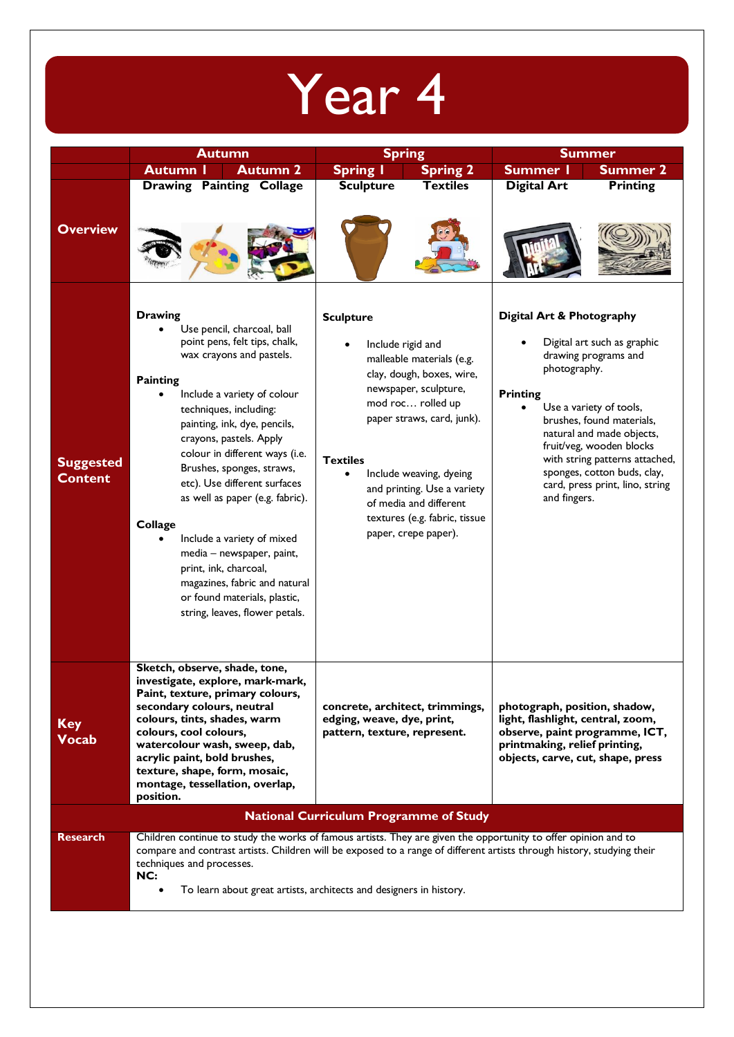# Year 4

| | Autumn | | Spring | | Summer | |
|---|---|---|---|---|---|---|
| | Autumn 1 | Autumn 2 | Spring 1 | Spring 2 | Summer 1 | Summer 2 |
| **Overview** | Drawing Painting Collage | | Sculpture | Textiles | Digital Art | Printing |
| **Suggested Content** | **Drawing**<br>• Use pencil, charcoal, ball point pens, felt tips, chalk, wax crayons and pastels.<br><br>**Painting**<br>• Include a variety of colour techniques, including: painting, ink, dye, pencils, crayons, pastels. Apply colour in different ways (i.e. Brushes, sponges, straws, etc). Use different surfaces as well as paper (e.g. fabric).<br><br>**Collage**<br>• Include a variety of mixed media – newspaper, paint, print, ink, charcoal, magazines, fabric and natural or found materials, plastic, string, leaves, flower petals. | | **Sculpture**<br>• Include rigid and malleable materials (e.g. clay, dough, boxes, wire, newspaper, sculpture, mod roc… rolled up paper straws, card, junk).<br><br>**Textiles**<br>• Include weaving, dyeing and printing. Use a variety of media and different textures (e.g. fabric, tissue paper, crepe paper). | | **Digital Art & Photography**<br>• Digital art such as graphic drawing programs and photography.<br><br>**Printing**<br>• Use a variety of tools, brushes, found materials, natural and made objects, fruit/veg, wooden blocks with string patterns attached, sponges, cotton buds, clay, card, press print, lino, string and fingers. | |
| **Key Vocab** | **Sketch, observe, shade, tone, investigate, explore, mark-mark, Paint, texture, primary colours, secondary colours, neutral colours, tints, shades, warm colours, cool colours, watercolour wash, sweep, dab, acrylic paint, bold brushes, texture, shape, form, mosaic, montage, tessellation, overlap, position.** | | **concrete, architect, trimmings, edging, weave, dye, print, pattern, texture, represent.** | | **photograph, position, shadow, light, flashlight, central, zoom, observe, paint programme, ICT, printmaking, relief printing, objects, carve, cut, shape, press** | |

## National Curriculum Programme of Study

| | |
|---|---|
| **Research** | Children continue to study the works of famous artists. They are given the opportunity to offer opinion and to compare and contrast artists. Children will be exposed to a range of different artists through history, studying their techniques and processes.<br>**NC:**<br>• To learn about great artists, architects and designers in history. |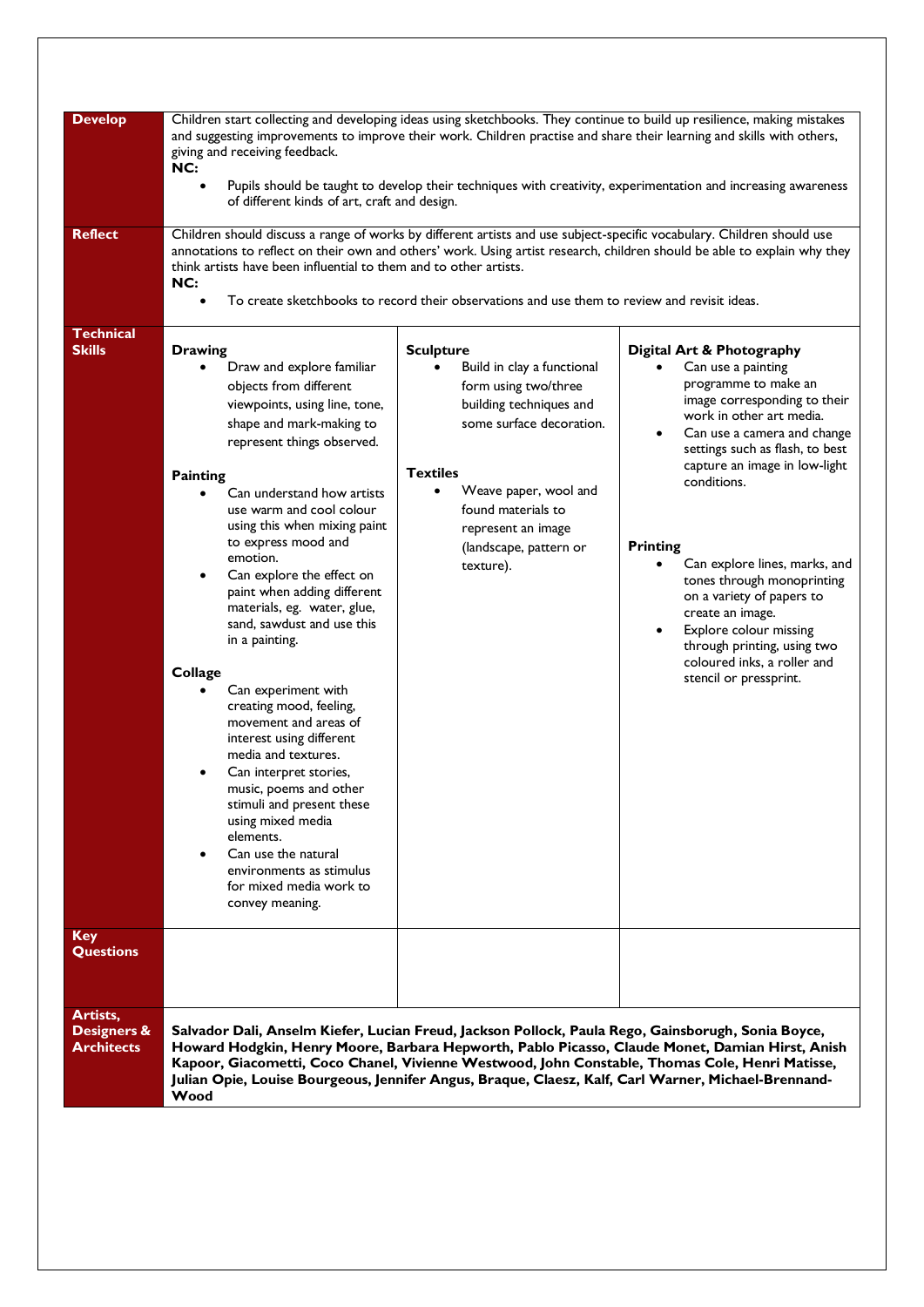| | | | |
|---|---|---|---|
| **Develop** | Children start collecting and developing ideas using sketchbooks. They continue to build up resilience, making mistakes and suggesting improvements to improve their work. Children practise and share their learning and skills with others, giving and receiving feedback.<br>**NC:**<br>• Pupils should be taught to develop their techniques with creativity, experimentation and increasing awareness of different kinds of art, craft and design. | | |
| **Reflect** | Children should discuss a range of works by different artists and use subject-specific vocabulary. Children should use annotations to reflect on their own and others' work. Using artist research, children should be able to explain why they think artists have been influential to them and to other artists.<br>**NC:**<br>• To create sketchbooks to record their observations and use them to review and revisit ideas. | | |
| **Technical Skills** | **Drawing**<br>• Draw and explore familiar objects from different viewpoints, using line, tone, shape and mark-making to represent things observed.<br><br>**Painting**<br>• Can understand how artists use warm and cool colour using this when mixing paint to express mood and emotion.<br>• Can explore the effect on paint when adding different materials, eg. water, glue, sand, sawdust and use this in a painting.<br><br>**Collage**<br>• Can experiment with creating mood, feeling, movement and areas of interest using different media and textures.<br>• Can interpret stories, music, poems and other stimuli and present these using mixed media elements.<br>• Can use the natural environments as stimulus for mixed media work to convey meaning. | **Sculpture**<br>• Build in clay a functional form using two/three building techniques and some surface decoration.<br><br>**Textiles**<br>• Weave paper, wool and found materials to represent an image (landscape, pattern or texture). | **Digital Art & Photography**<br>• Can use a painting programme to make an image corresponding to their work in other art media.<br>• Can use a camera and change settings such as flash, to best capture an image in low-light conditions.<br><br>**Printing**<br>• Can explore lines, marks, and tones through monoprinting on a variety of papers to create an image.<br>• Explore colour missing through printing, using two coloured inks, a roller and stencil or pressprint. |
| **Key Questions** | | | |
| **Artists, Designers & Architects** | **Salvador Dali, Anselm Kiefer, Lucian Freud, Jackson Pollock, Paula Rego, Gainsborough, Sonia Boyce, Howard Hodgkin, Henry Moore, Barbara Hepworth, Pablo Picasso, Claude Monet, Damian Hirst, Anish Kapoor, Giacometti, Coco Chanel, Vivienne Westwood, John Constable, Thomas Cole, Henri Matisse, Julian Opie, Louise Bourgeous, Jennifer Angus, Braque, Claesz, Kalf, Carl Warner, Michael-Brennand-Wood** | | |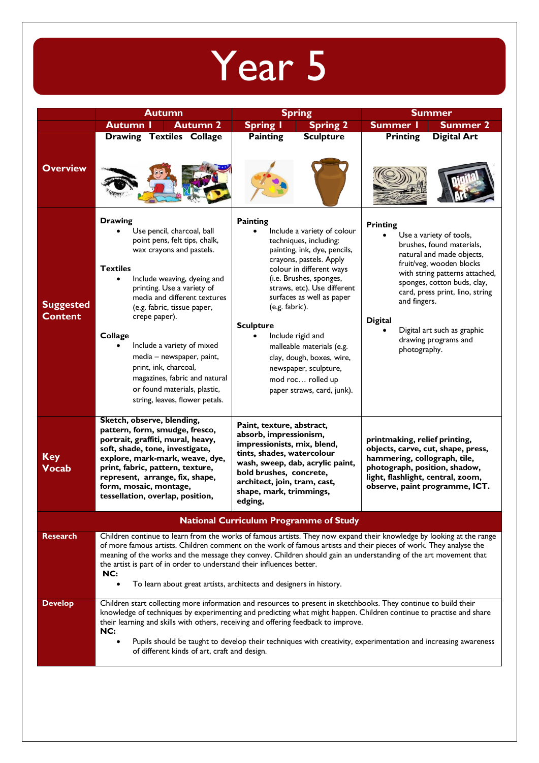# Year 5

| | Autumn | | Spring | | Summer | |
|---|---|---|---|---|---|---|
| | Autumn 1 | Autumn 2 | Spring 1 | Spring 2 | Summer 1 | Summer 2 |
| **Overview** | Drawing Textiles | Collage | Painting | Sculpture | Printing | Digital Art |
| **Suggested Content** | **Drawing**<br>• Use pencil, charcoal, ball point pens, felt tips, chalk, wax crayons and pastels.<br><br>**Textiles**<br>• Include weaving, dyeing and printing. Use a variety of media and different textures (e.g. fabric, tissue paper, crepe paper).<br><br>**Collage**<br>• Include a variety of mixed media – newspaper, paint, print, ink, charcoal, magazines, fabric and natural or found materials, plastic, string, leaves, flower petals. | | **Painting**<br>• Include a variety of colour techniques, including: painting, ink, dye, pencils, crayons, pastels. Apply colour in different ways (i.e. Brushes, sponges, straws, etc). Use different surfaces as well as paper (e.g. fabric).<br><br>**Sculpture**<br>• Include rigid and malleable materials (e.g. clay, dough, boxes, wire, newspaper, sculpture, mod roc… rolled up paper straws, card, junk). | | **Printing**<br>• Use a variety of tools, brushes, found materials, natural and made objects, fruit/veg, wooden blocks with string patterns attached, sponges, cotton buds, clay, card, press print, lino, string and fingers.<br><br>**Digital**<br>• Digital art such as graphic drawing programs and photography. | |
| **Key Vocab** | **Sketch, observe, blending, pattern, form, smudge, fresco, portrait, graffiti, mural, heavy, soft, shade, tone, investigate, explore, mark-mark, weave, dye, print, fabric, pattern, texture, represent, arrange, fix, shape, form, mosaic, montage, tessellation, overlap, position,** | | **Paint, texture, abstract, absorb, impressionism, impressionists, mix, blend, tints, shades, watercolour wash, sweep, dab, acrylic paint, bold brushes, concrete, architect, join, tram, cast, shape, mark, trimmings, edging,** | | **printmaking, relief printing, objects, carve, cut, shape, press, hammering, collograph, tile, photograph, position, shadow, light, flashlight, central, zoom, observe, paint programme, ICT.** | |

## National Curriculum Programme of Study

| | |
|---|---|
| **Research** | Children continue to learn from the works of famous artists. They now expand their knowledge by looking at the range of more famous artists. Children comment on the work of famous artists and their pieces of work. They analyse the meaning of the works and the message they convey. Children should gain an understanding of the art movement that the artist is part of in order to understand their influences better.<br>**NC:**<br>• To learn about great artists, architects and designers in history. |
| **Develop** | Children start collecting more information and resources to present in sketchbooks. They continue to build their knowledge of techniques by experimenting and predicting what might happen. Children continue to practise and share their learning and skills with others, receiving and offering feedback to improve.<br>**NC:**<br>• Pupils should be taught to develop their techniques with creativity, experimentation and increasing awareness of different kinds of art, craft and design. |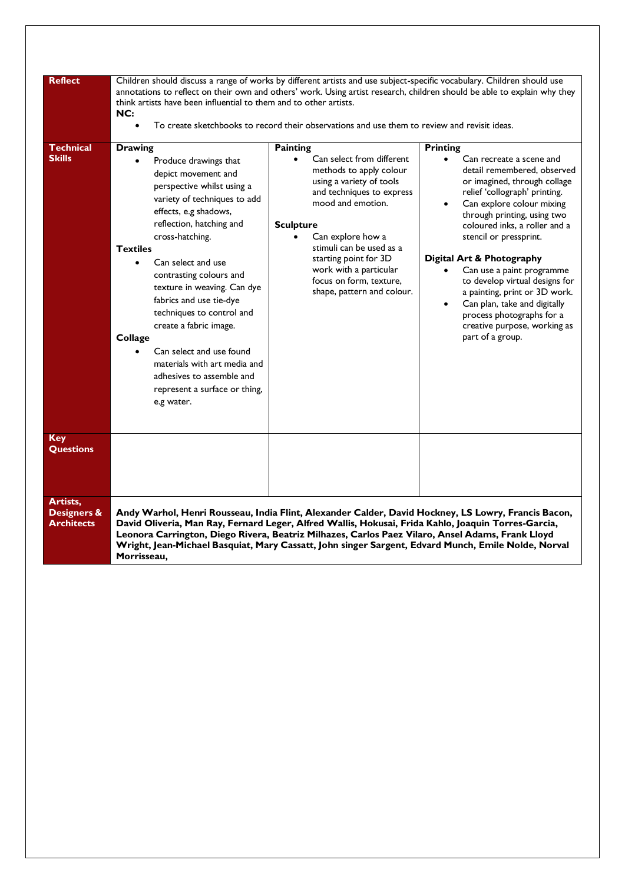| | | | |
|---|---|---|---|
| **Reflect** | Children should discuss a range of works by different artists and use subject-specific vocabulary. Children should use annotations to reflect on their own and others' work. Using artist research, children should be able to explain why they think artists have been influential to them and to other artists.<br>**NC:**<br>• To create sketchbooks to record their observations and use them to review and revisit ideas. | | |
| **Technical Skills** | **Drawing**<br>• Produce drawings that depict movement and perspective whilst using a variety of techniques to add effects, e.g shadows, reflection, hatching and cross-hatching.<br>**Textiles**<br>• Can select and use contrasting colours and texture in weaving. Can dye fabrics and use tie-dye techniques to control and create a fabric image.<br>**Collage**<br>• Can select and use found materials with art media and adhesives to assemble and represent a surface or thing, e.g water. | **Painting**<br>• Can select from different methods to apply colour using a variety of tools and techniques to express mood and emotion.<br>**Sculpture**<br>• Can explore how a stimuli can be used as a starting point for 3D work with a particular focus on form, texture, shape, pattern and colour. | **Printing**<br>• Can recreate a scene and detail remembered, observed or imagined, through collage relief 'collograph' printing.<br>• Can explore colour mixing through printing, using two coloured inks, a roller and a stencil or pressprint.<br>**Digital Art & Photography**<br>• Can use a paint programme to develop virtual designs for a painting, print or 3D work.<br>• Can plan, take and digitally process photographs for a creative purpose, working as part of a group. |
| **Key Questions** | | | |
| **Artists, Designers & Architects** | **Andy Warhol, Henri Rousseau, India Flint, Alexander Calder, David Hockney, LS Lowry, Francis Bacon, David Oliveria, Man Ray, Fernard Leger, Alfred Wallis, Hokusai, Frida Kahlo, Joaquin Torres-Garcia, Leonora Carrington, Diego Rivera, Beatriz Milhazes, Carlos Paez Vilaro, Ansel Adams, Frank Lloyd Wright, Jean-Michael Basquiat, Mary Cassatt, John singer Sargent, Edvard Munch, Emile Nolde, Norval Morrisseau,** | | |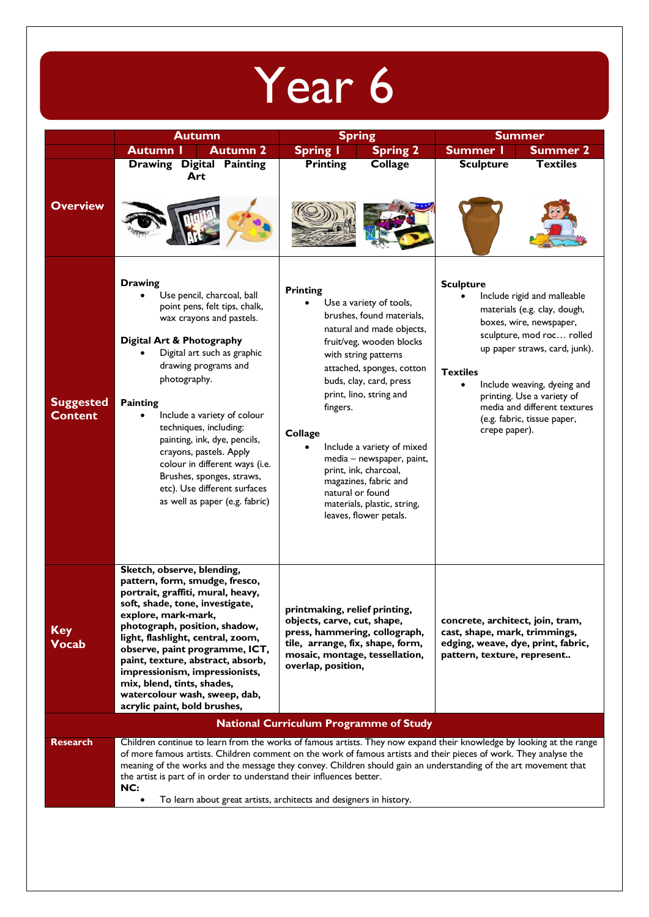# Year 6

| | Autumn | | Spring | | Summer | |
|---|---|---|---|---|---|---|
| | Autumn 1 | Autumn 2 | Spring 1 | Spring 2 | Summer 1 | Summer 2 |
| **Overview** | Drawing Digital Art | Painting | Printing | Collage | Sculpture | Textiles |
| **Suggested Content** | **Drawing**<br>• Use pencil, charcoal, ball point pens, felt tips, chalk, wax crayons and pastels.<br><br>**Digital Art & Photography**<br>• Digital art such as graphic drawing programs and photography.<br><br>**Painting**<br>• Include a variety of colour techniques, including: painting, ink, dye, pencils, crayons, pastels. Apply colour in different ways (i.e. Brushes, sponges, straws, etc). Use different surfaces as well as paper (e.g. fabric) | | **Printing**<br>• Use a variety of tools, brushes, found materials, natural and made objects, fruit/veg, wooden blocks with string patterns attached, sponges, cotton buds, clay, card, press print, lino, string and fingers.<br><br>**Collage**<br>• Include a variety of mixed media – newspaper, paint, print, ink, charcoal, magazines, fabric and natural or found materials, plastic, string, leaves, flower petals. | | **Sculpture**<br>• Include rigid and malleable materials (e.g. clay, dough, boxes, wire, newspaper, sculpture, mod roc… rolled up paper straws, card, junk).<br><br>**Textiles**<br>• Include weaving, dyeing and printing. Use a variety of media and different textures (e.g. fabric, tissue paper, crepe paper). | |
| **Key Vocab** | **Sketch, observe, blending, pattern, form, smudge, fresco, portrait, graffiti, mural, heavy, soft, shade, tone, investigate, explore, mark-mark, photograph, position, shadow, light, flashlight, central, zoom, observe, paint programme, ICT, paint, texture, abstract, absorb, impressionism, impressionists, mix, blend, tints, shades, watercolour wash, sweep, dab, acrylic paint, bold brushes,** | | **printmaking, relief printing, objects, carve, cut, shape, press, hammering, collograph, tile, arrange, fix, shape, form, mosaic, montage, tessellation, overlap, position,** | | **concrete, architect, join, tram, cast, shape, mark, trimmings, edging, weave, dye, print, fabric, pattern, texture, represent..** | |

## National Curriculum Programme of Study

| | |
|---|---|
| **Research** | Children continue to learn from the works of famous artists. They now expand their knowledge by looking at the range of more famous artists. Children comment on the work of famous artists and their pieces of work. They analyse the meaning of the works and the message they convey. Children should gain an understanding of the art movement that the artist is part of in order to understand their influences better.<br>**NC:**<br>• To learn about great artists, architects and designers in history. |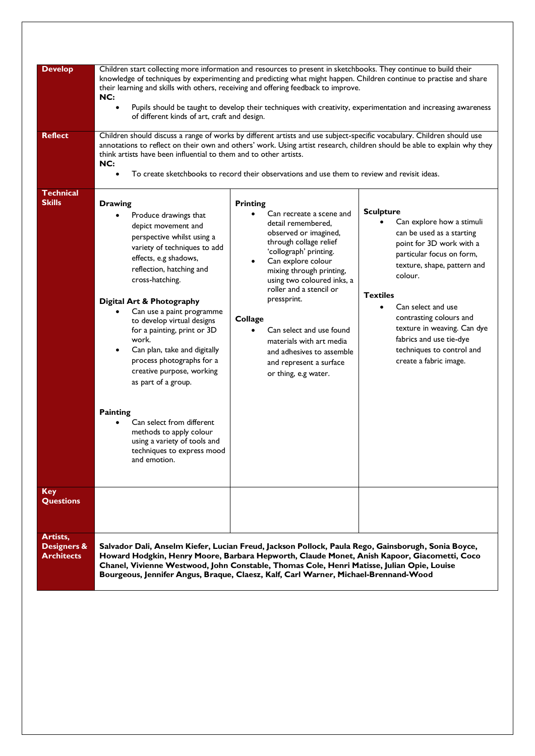| | | | |
|---|---|---|---|
| **Develop** | Children start collecting more information and resources to present in sketchbooks. They continue to build their knowledge of techniques by experimenting and predicting what might happen. Children continue to practise and share their learning and skills with others, receiving and offering feedback to improve.<br>**NC:**<br>• Pupils should be taught to develop their techniques with creativity, experimentation and increasing awareness of different kinds of art, craft and design. | | |
| **Reflect** | Children should discuss a range of works by different artists and use subject-specific vocabulary. Children should use annotations to reflect on their own and others' work. Using artist research, children should be able to explain why they think artists have been influential to them and to other artists.<br>**NC:**<br>• To create sketchbooks to record their observations and use them to review and revisit ideas. | | |
| **Technical Skills** | **Drawing**<br>• Produce drawings that depict movement and perspective whilst using a variety of techniques to add effects, e.g shadows, reflection, hatching and cross-hatching.<br><br>**Digital Art & Photography**<br>• Can use a paint programme to develop virtual designs for a painting, print or 3D work.<br>• Can plan, take and digitally process photographs for a creative purpose, working as part of a group.<br><br>**Painting**<br>• Can select from different methods to apply colour using a variety of tools and techniques to express mood and emotion. | **Printing**<br>• Can recreate a scene and detail remembered, observed or imagined, through collage relief 'collograph' printing.<br>• Can explore colour mixing through printing, using two coloured inks, a roller and a stencil or pressprint.<br><br>**Collage**<br>• Can select and use found materials with art media and adhesives to assemble and represent a surface or thing, e.g water. | **Sculpture**<br>• Can explore how a stimuli can be used as a starting point for 3D work with a particular focus on form, texture, shape, pattern and colour.<br><br>**Textiles**<br>• Can select and use contrasting colours and texture in weaving. Can dye fabrics and use tie-dye techniques to control and create a fabric image. |
| **Key Questions** | | | |
| **Artists, Designers & Architects** | **Salvador Dali, Anselm Kiefer, Lucian Freud, Jackson Pollock, Paula Rego, Gainsborough, Sonia Boyce, Howard Hodgkin, Henry Moore, Barbara Hepworth, Claude Monet, Anish Kapoor, Giacometti, Coco Chanel, Vivienne Westwood, John Constable, Thomas Cole, Henri Matisse, Julian Opie, Louise Bourgeous, Jennifer Angus, Braque, Claesz, Kalf, Carl Warner, Michael-Brennand-Wood** | | |